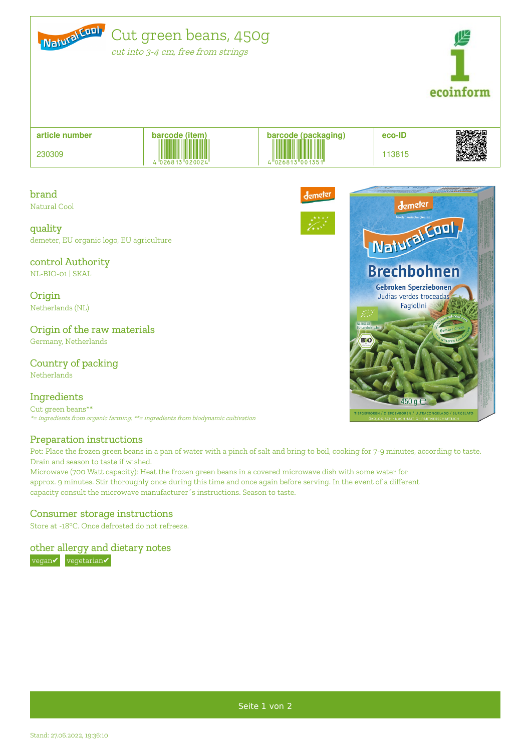# Cut green beans, 450g

*cut into 3-4 cm, free from strings*

| article number | barcode (item) | barcode (packaging) | eco-ID |
| --- | --- | --- | --- |
| 230309 | 4 026813 020024 | 4 026813 001351 | 113815 |

## brand

Natural Cool

## quality

demeter, EU organic logo, EU agriculture

## control Authority

NL-BIO-01 | SKAL

## Origin

Netherlands (NL)

## Origin of the raw materials

Germany, Netherlands

## Country of packing

Netherlands

## Ingredients

Cut green beans**

**= ingredients from organic farming, **= ingredients from biodynamic cultivation*

## Preparation instructions

Pot: Place the frozen green beans in a pan of water with a pinch of salt and bring to boil, cooking for 7-9 minutes, according to taste. Drain and season to taste if wished.

Microwave (700 Watt capacity): Heat the frozen green beans in a covered microwave dish with some water for approx. 9 minutes. Stir thoroughly once during this time and once again before serving. In the event of a different capacity consult the microwave manufacturer´s instructions. Season to taste.

## Consumer storage instructions

Store at -18°C. Once defrosted do not refreeze.

## other allergy and dietary notes

vegan✔ vegetarian✔

Stand: 27.06.2022, 19:36:10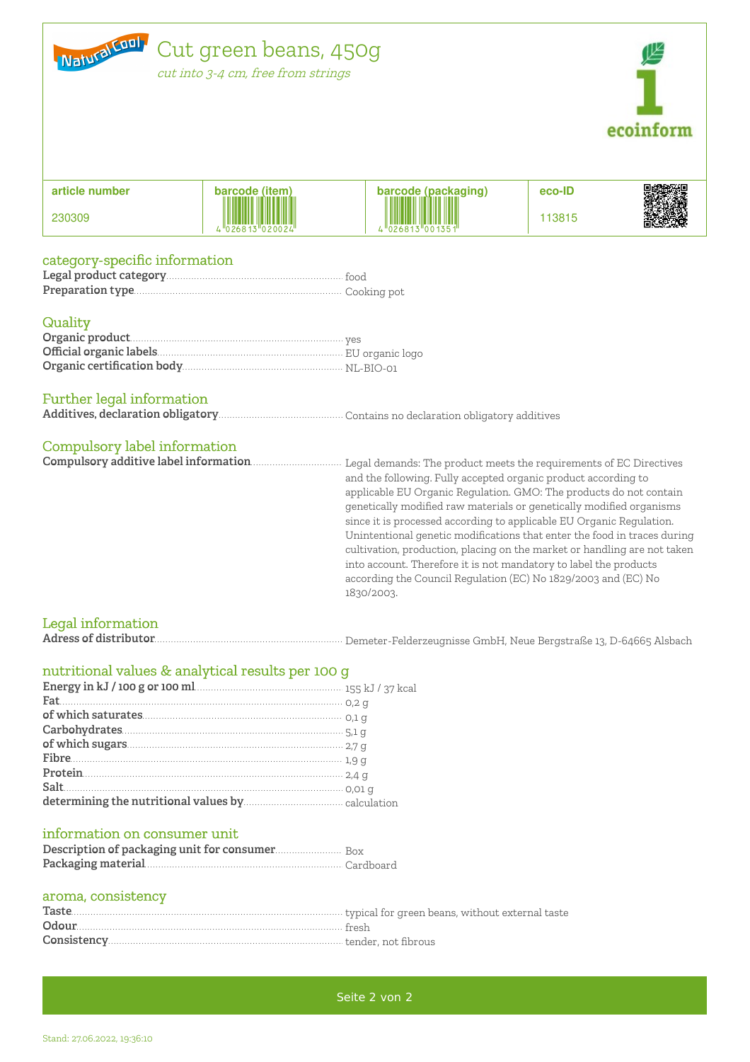# Cut green beans, 450g

*cut into 3-4 cm, free from strings*

| article number | barcode (item) | barcode (packaging) | eco-ID |
|---|---|---|---|
| 230309 | 4 026813 020024 | 4 026813 001351 | 113815 |

## category-specific information

**Legal product category** food
**Preparation type** Cooking pot

## Quality

**Organic product** yes
**Official organic labels** EU organic logo
**Organic certification body** NL-BIO-01

## Further legal information

**Additives, declaration obligatory** Contains no declaration obligatory additives

## Compulsory label information

**Compulsory additive label information** Legal demands: The product meets the requirements of EC Directives and the following. Fully accepted organic product according to applicable EU Organic Regulation. GMO: The products do not contain genetically modified raw materials or genetically modified organisms since it is processed according to applicable EU Organic Regulation. Unintentional genetic modifications that enter the food in traces during cultivation, production, placing on the market or handling are not taken into account. Therefore it is not mandatory to label the products according the Council Regulation (EC) No 1829/2003 and (EC) No 1830/2003.

## Legal information

**Adress of distributor** Demeter-Felderzeugnisse GmbH, Neue Bergstraße 13, D-64665 Alsbach

## nutritional values & analytical results per 100 g

**Energy in kJ / 100 g or 100 ml** 155 kJ / 37 kcal
**Fat** 0,2 g
**of which saturates** 0,1 g
**Carbohydrates** 5,1 g
**of which sugars** 2,7 g
**Fibre** 1,9 g
**Protein** 2,4 g
**Salt** 0,01 g
**determining the nutritional values by** calculation

## information on consumer unit

**Description of packaging unit for consumer** Box
**Packaging material** Cardboard

## aroma, consistency

**Taste** typical for green beans, without external taste
**Odour** fresh
**Consistency** tender, not fibrous

Stand: 27.06.2022, 19:36:10